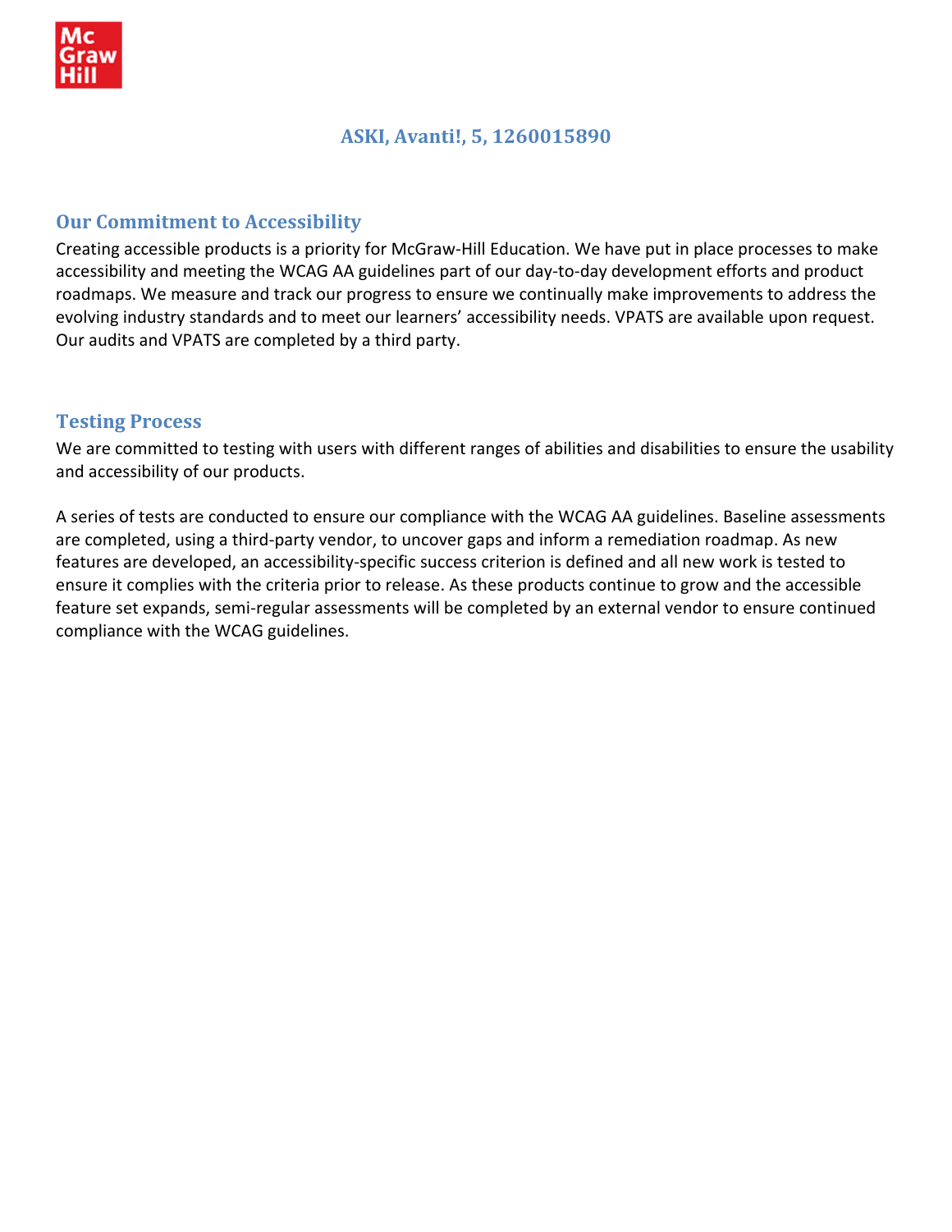# ASKI, Avanti!, 5, 1260015890

## Our Commitment to Accessibility

Creating accessible products is a priority for McGraw-Hill Education. We have put in place processes to make accessibility and meeting the WCAG AA guidelines part of our day-to-day development efforts and product roadmaps. We measure and track our progress to ensure we continually make improvements to address the evolving industry standards and to meet our learners' accessibility needs. VPATS are available upon request. Our audits and VPATS are completed by a third party.

## Testing Process

We are committed to testing with users with different ranges of abilities and disabilities to ensure the usability and accessibility of our products.

A series of tests are conducted to ensure our compliance with the WCAG AA guidelines. Baseline assessments are completed, using a third-party vendor, to uncover gaps and inform a remediation roadmap. As new features are developed, an accessibility-specific success criterion is defined and all new work is tested to ensure it complies with the criteria prior to release. As these products continue to grow and the accessible feature set expands, semi-regular assessments will be completed by an external vendor to ensure continued compliance with the WCAG guidelines.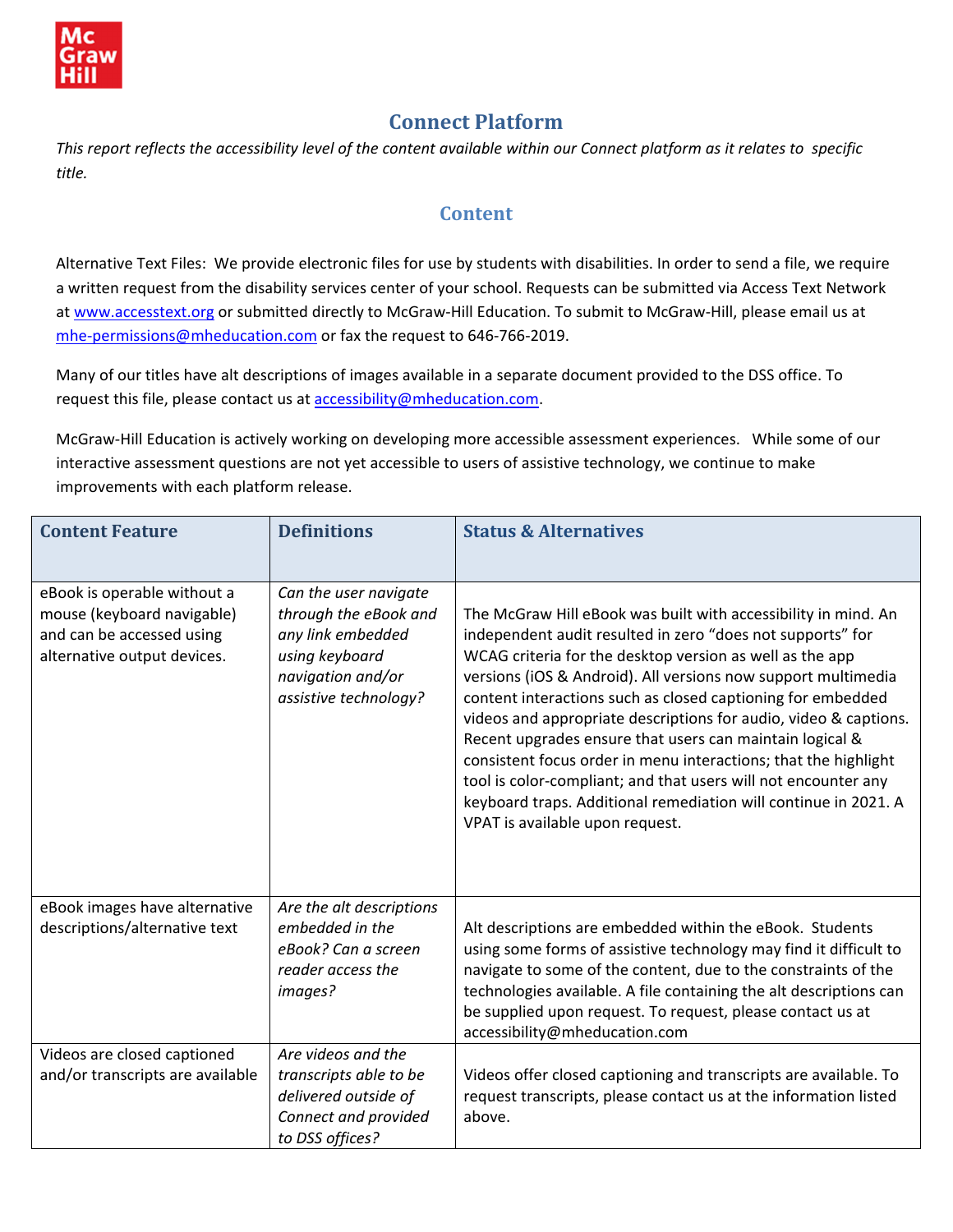## Connect Platform

*This report reflects the accessibility level of the content available within our Connect platform as it relates to specific title.*

### Content

Alternative Text Files: We provide electronic files for use by students with disabilities. In order to send a file, we require a written request from the disability services center of your school. Requests can be submitted via Access Text Network at www.accesstext.org or submitted directly to McGraw-Hill Education. To submit to McGraw-Hill, please email us at mhe-permissions@mheducation.com or fax the request to 646-766-2019.

Many of our titles have alt descriptions of images available in a separate document provided to the DSS office. To request this file, please contact us at accessibility@mheducation.com.

McGraw-Hill Education is actively working on developing more accessible assessment experiences. While some of our interactive assessment questions are not yet accessible to users of assistive technology, we continue to make improvements with each platform release.

| Content Feature | Definitions | Status & Alternatives |
|---|---|---|
| eBook is operable without a mouse (keyboard navigable) and can be accessed using alternative output devices. | *Can the user navigate through the eBook and any link embedded using keyboard navigation and/or assistive technology?* | The McGraw Hill eBook was built with accessibility in mind. An independent audit resulted in zero "does not supports" for WCAG criteria for the desktop version as well as the app versions (iOS & Android). All versions now support multimedia content interactions such as closed captioning for embedded videos and appropriate descriptions for audio, video & captions. Recent upgrades ensure that users can maintain logical & consistent focus order in menu interactions; that the highlight tool is color-compliant; and that users will not encounter any keyboard traps. Additional remediation will continue in 2021. A VPAT is available upon request. |
| eBook images have alternative descriptions/alternative text | *Are the alt descriptions embedded in the eBook? Can a screen reader access the images?* | Alt descriptions are embedded within the eBook. Students using some forms of assistive technology may find it difficult to navigate to some of the content, due to the constraints of the technologies available. A file containing the alt descriptions can be supplied upon request. To request, please contact us at accessibility@mheducation.com |
| Videos are closed captioned and/or transcripts are available | *Are videos and the transcripts able to be delivered outside of Connect and provided to DSS offices?* | Videos offer closed captioning and transcripts are available. To request transcripts, please contact us at the information listed above. |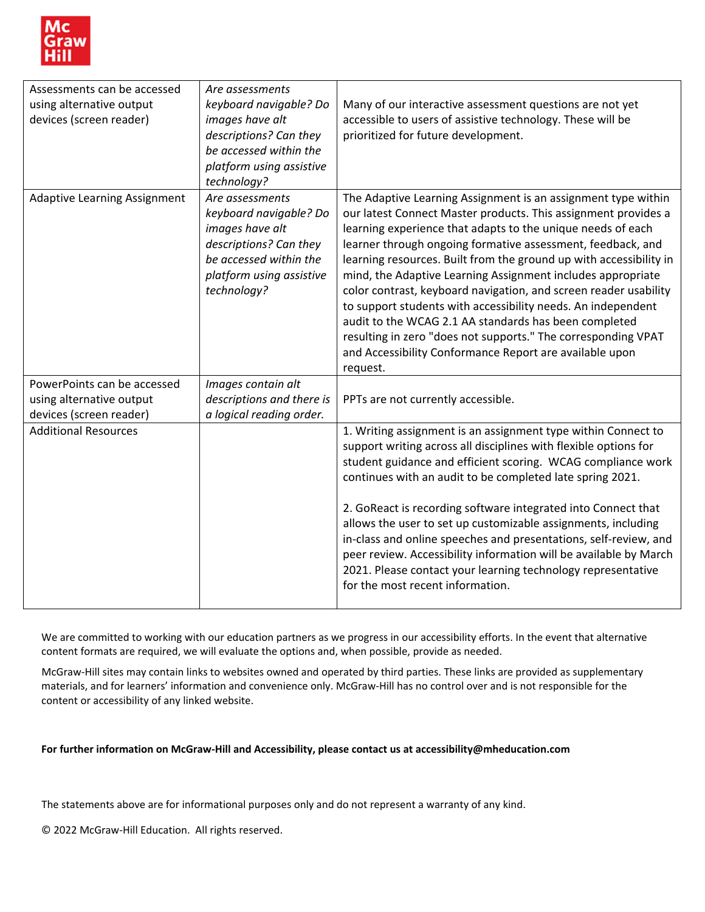| | | |
|---|---|---|
| Assessments can be accessed using alternative output devices (screen reader) | *Are assessments keyboard navigable? Do images have alt descriptions? Can they be accessed within the platform using assistive technology?* | Many of our interactive assessment questions are not yet accessible to users of assistive technology. These will be prioritized for future development. |
| Adaptive Learning Assignment | *Are assessments keyboard navigable? Do images have alt descriptions? Can they be accessed within the platform using assistive technology?* | The Adaptive Learning Assignment is an assignment type within our latest Connect Master products. This assignment provides a learning experience that adapts to the unique needs of each learner through ongoing formative assessment, feedback, and learning resources. Built from the ground up with accessibility in mind, the Adaptive Learning Assignment includes appropriate color contrast, keyboard navigation, and screen reader usability to support students with accessibility needs. An independent audit to the WCAG 2.1 AA standards has been completed resulting in zero "does not supports." The corresponding VPAT and Accessibility Conformance Report are available upon request. |
| PowerPoints can be accessed using alternative output devices (screen reader) | *Images contain alt descriptions and there is a logical reading order.* | PPTs are not currently accessible. |
| Additional Resources | | 1. Writing assignment is an assignment type within Connect to support writing across all disciplines with flexible options for student guidance and efficient scoring. WCAG compliance work continues with an audit to be completed late spring 2021.<br><br>2. GoReact is recording software integrated into Connect that allows the user to set up customizable assignments, including in-class and online speeches and presentations, self-review, and peer review. Accessibility information will be available by March 2021. Please contact your learning technology representative for the most recent information. |

We are committed to working with our education partners as we progress in our accessibility efforts. In the event that alternative content formats are required, we will evaluate the options and, when possible, provide as needed.

McGraw-Hill sites may contain links to websites owned and operated by third parties. These links are provided as supplementary materials, and for learners' information and convenience only. McGraw-Hill has no control over and is not responsible for the content or accessibility of any linked website.

**For further information on McGraw-Hill and Accessibility, please contact us at accessibility@mheducation.com**

The statements above are for informational purposes only and do not represent a warranty of any kind.

© 2022 McGraw-Hill Education. All rights reserved.